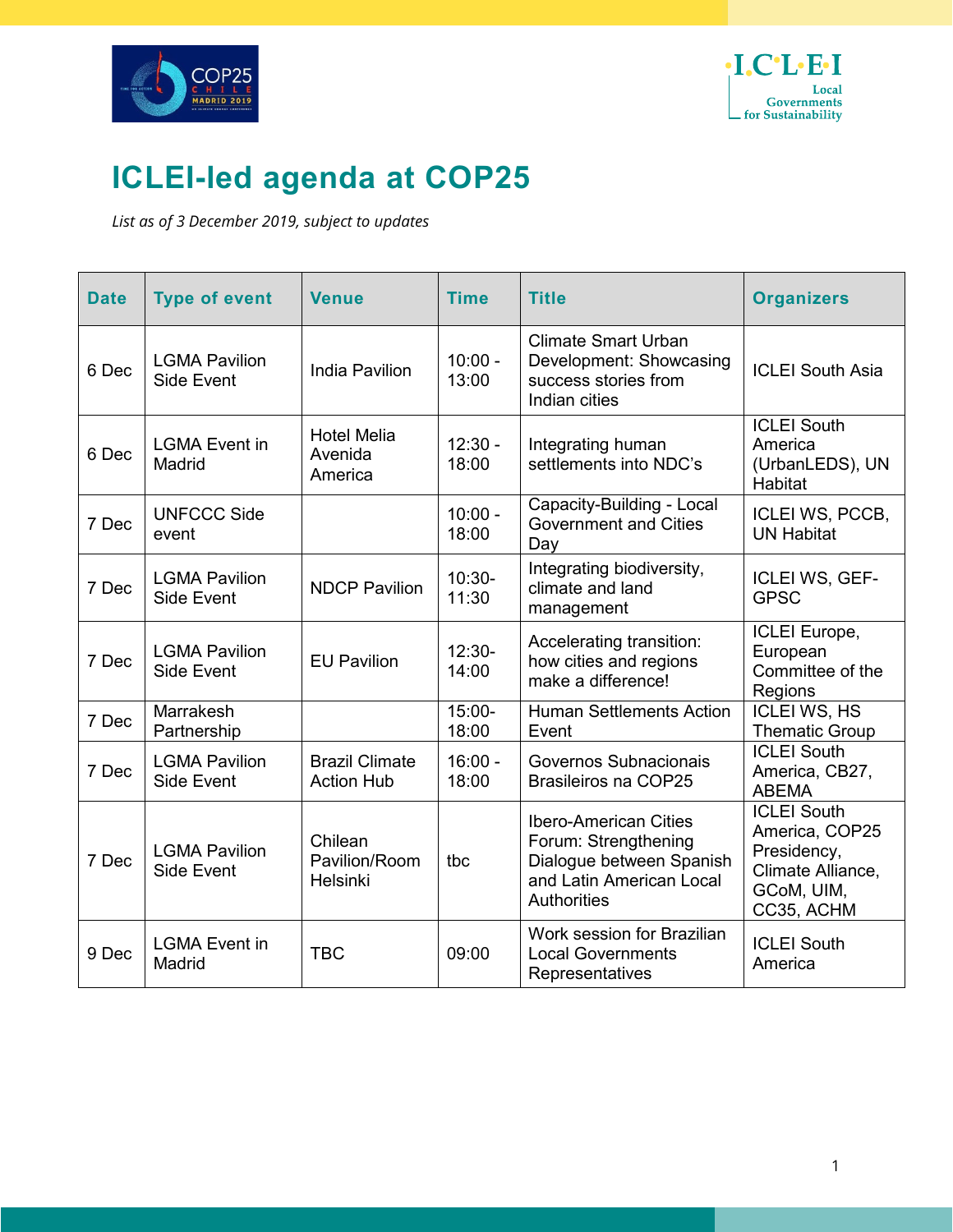# ICLEI-led agenda at COP25

*List as of 3 December 2019, subject to updates*

| Date | Type of event | Venue | Time | Title | Organizers |
|---|---|---|---|---|---|
| 6 Dec | LGMA Pavilion Side Event | India Pavilion | 10:00 - 13:00 | Climate Smart Urban Development: Showcasing success stories from Indian cities | ICLEI South Asia |
| 6 Dec | LGMA Event in Madrid | Hotel Melia Avenida America | 12:30 - 18:00 | Integrating human settlements into NDC's | ICLEI South America (UrbanLEDS), UN Habitat |
| 7 Dec | UNFCCC Side event | | 10:00 - 18:00 | Capacity-Building - Local Government and Cities Day | ICLEI WS, PCCB, UN Habitat |
| 7 Dec | LGMA Pavilion Side Event | NDCP Pavilion | 10:30-11:30 | Integrating biodiversity, climate and land management | ICLEI WS, GEF-GPSC |
| 7 Dec | LGMA Pavilion Side Event | EU Pavilion | 12:30-14:00 | Accelerating transition: how cities and regions make a difference! | ICLEI Europe, European Committee of the Regions |
| 7 Dec | Marrakesh Partnership | | 15:00-18:00 | Human Settlements Action Event | ICLEI WS, HS Thematic Group |
| 7 Dec | LGMA Pavilion Side Event | Brazil Climate Action Hub | 16:00 - 18:00 | Governos Subnacionais Brasileiros na COP25 | ICLEI South America, CB27, ABEMA |
| 7 Dec | LGMA Pavilion Side Event | Chilean Pavilion/Room Helsinki | tbc | Ibero-American Cities Forum: Strengthening Dialogue between Spanish and Latin American Local Authorities | ICLEI South America, COP25 Presidency, Climate Alliance, GCoM, UIM, CC35, ACHM |
| 9 Dec | LGMA Event in Madrid | TBC | 09:00 | Work session for Brazilian Local Governments Representatives | ICLEI South America |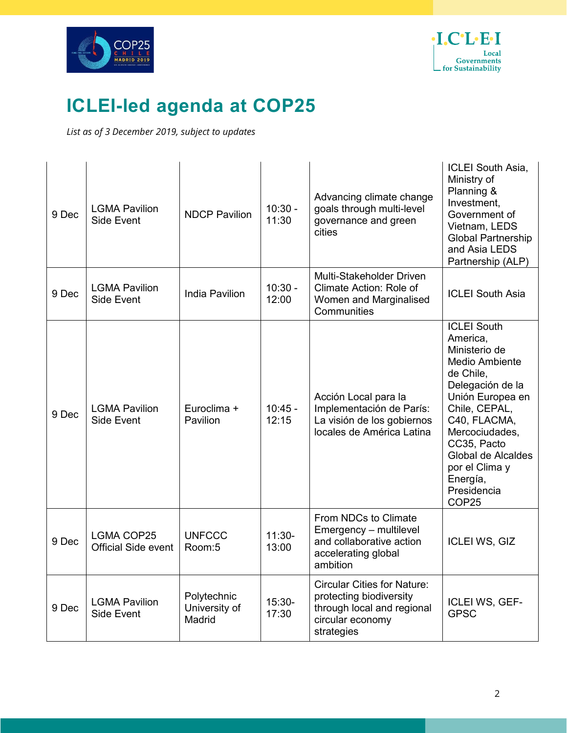# ICLEI-led agenda at COP25

*List as of 3 December 2019, subject to updates*

| | | | | | |
|---|---|---|---|---|---|
| 9 Dec | LGMA Pavilion Side Event | NDCP Pavilion | 10:30 - 11:30 | Advancing climate change goals through multi-level governance and green cities | ICLEI South Asia, Ministry of Planning & Investment, Government of Vietnam, LEDS Global Partnership and Asia LEDS Partnership (ALP) |
| 9 Dec | LGMA Pavilion Side Event | India Pavilion | 10:30 - 12:00 | Multi-Stakeholder Driven Climate Action: Role of Women and Marginalised Communities | ICLEI South Asia |
| 9 Dec | LGMA Pavilion Side Event | Euroclima + Pavilion | 10:45 - 12:15 | Acción Local para la Implementación de París: La visión de los gobiernos locales de América Latina | ICLEI South America, Ministerio de Medio Ambiente de Chile, Delegación de la Unión Europea en Chile, CEPAL, C40, FLACMA, Mercociudades, CC35, Pacto Global de Alcaldes por el Clima y Energía, Presidencia COP25 |
| 9 Dec | LGMA COP25 Official Side event | UNFCCC Room:5 | 11:30-13:00 | From NDCs to Climate Emergency – multilevel and collaborative action accelerating global ambition | ICLEI WS, GIZ |
| 9 Dec | LGMA Pavilion Side Event | Polytechnic University of Madrid | 15:30-17:30 | Circular Cities for Nature: protecting biodiversity through local and regional circular economy strategies | ICLEI WS, GEF-GPSC |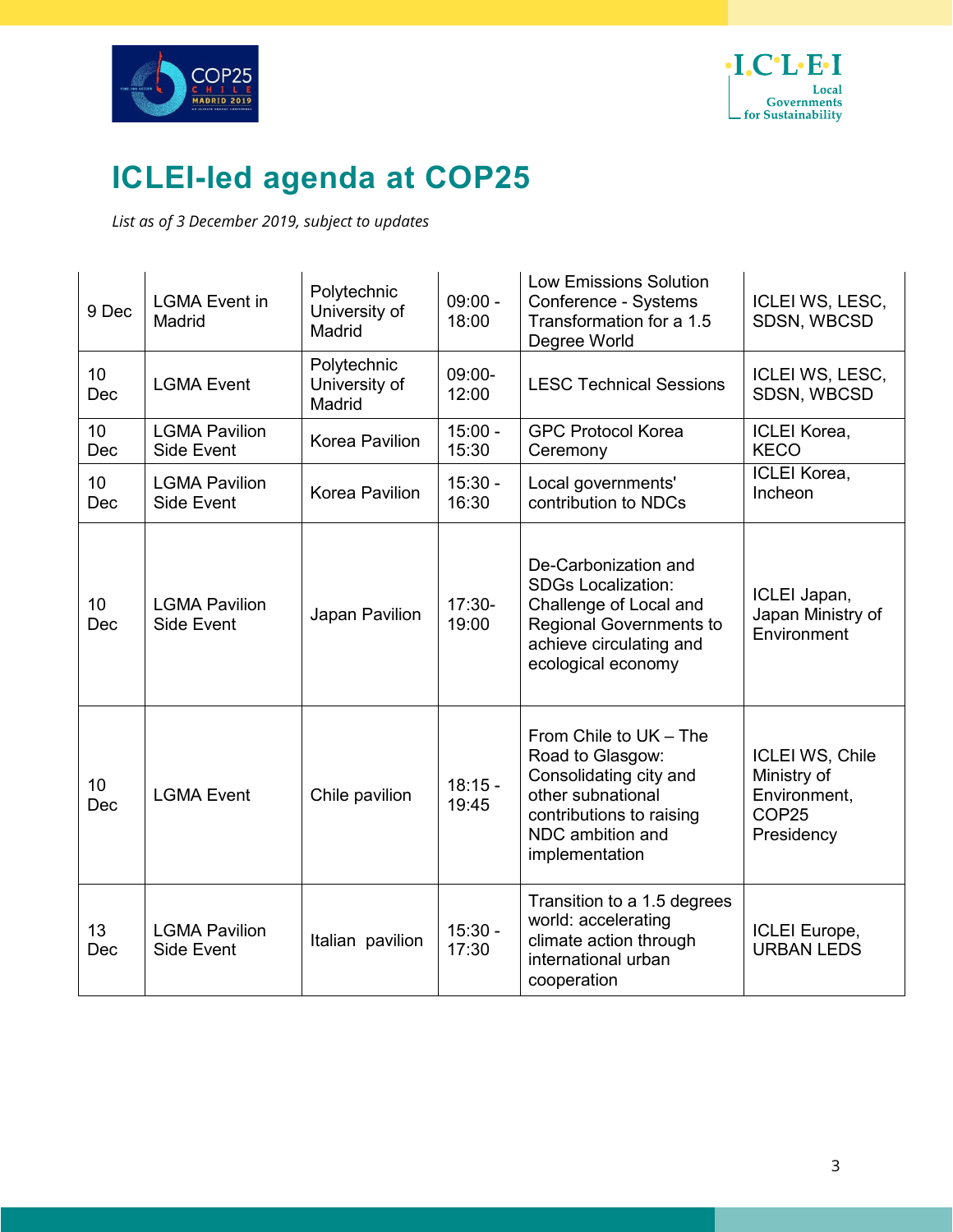# ICLEI-led agenda at COP25

*List as of 3 December 2019, subject to updates*

| | | | | | |
|---|---|---|---|---|---|
| 9 Dec | LGMA Event in Madrid | Polytechnic University of Madrid | 09:00 - 18:00 | Low Emissions Solution Conference - Systems Transformation for a 1.5 Degree World | ICLEI WS, LESC, SDSN, WBCSD |
| 10 Dec | LGMA Event | Polytechnic University of Madrid | 09:00- 12:00 | LESC Technical Sessions | ICLEI WS, LESC, SDSN, WBCSD |
| 10 Dec | LGMA Pavilion Side Event | Korea Pavilion | 15:00 - 15:30 | GPC Protocol Korea Ceremony | ICLEI Korea, KECO |
| 10 Dec | LGMA Pavilion Side Event | Korea Pavilion | 15:30 - 16:30 | Local governments' contribution to NDCs | ICLEI Korea, Incheon |
| 10 Dec | LGMA Pavilion Side Event | Japan Pavilion | 17:30- 19:00 | De-Carbonization and SDGs Localization: Challenge of Local and Regional Governments to achieve circulating and ecological economy | ICLEI Japan, Japan Ministry of Environment |
| 10 Dec | LGMA Event | Chile pavilion | 18:15 - 19:45 | From Chile to UK – The Road to Glasgow: Consolidating city and other subnational contributions to raising NDC ambition and implementation | ICLEI WS, Chile Ministry of Environment, COP25 Presidency |
| 13 Dec | LGMA Pavilion Side Event | Italian pavilion | 15:30 - 17:30 | Transition to a 1.5 degrees world: accelerating climate action through international urban cooperation | ICLEI Europe, URBAN LEDS |